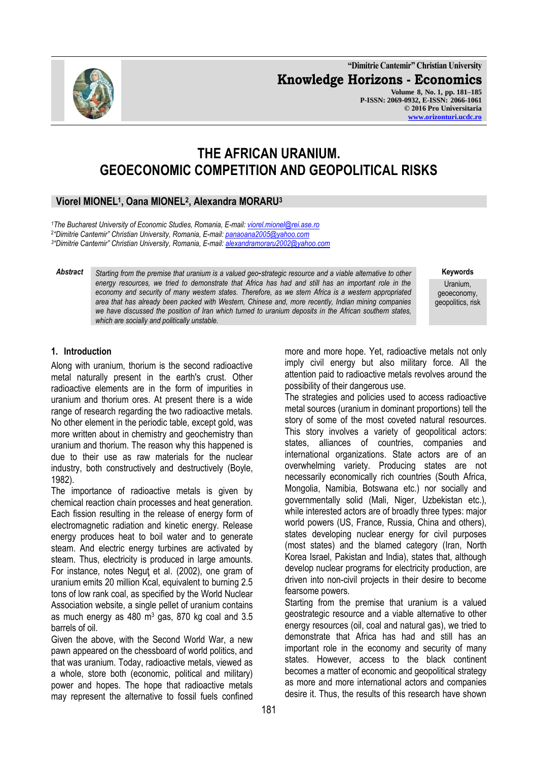# THE AFRICAN URANIUM. GEOECONOMIC COMPETITION AND GEOPOLITICAL RISKS

**Viorel MIONEL[1], Oana MIONEL[2], Alexandra MORARU[3]**

*[1]The Bucharest University of Economic Studies, Romania, E-mail: viorel.mionel@rei.ase.ro*
*[2]"Dimitrie Cantemir" Christian University, Romania, E-mail: panaoana2005@yahoo.com*
*[3]"Dimitrie Cantemir" Christian University, Romania, E-mail: alexandramoraru2002@yahoo.com*

**Abstract**

*Starting from the premise that uranium is a valued geo-strategic resource and a viable alternative to other energy resources, we tried to demonstrate that Africa has had and still has an important role in the economy and security of many western states. Therefore, as we stem Africa is a western appropriated area that has already been packed with Western, Chinese and, more recently, Indian mining companies we have discussed the position of Iran which turned to uranium deposits in the African southern states, which are socially and politically unstable.*

**Keywords**

Uranium, geoeconomy, geopolitics, risk

## 1. Introduction

Along with uranium, thorium is the second radioactive metal naturally present in the earth's crust. Other radioactive elements are in the form of impurities in uranium and thorium ores. At present there is a wide range of research regarding the two radioactive metals. No other element in the periodic table, except gold, was more written about in chemistry and geochemistry than uranium and thorium. The reason why this happened is due to their use as raw materials for the nuclear industry, both constructively and destructively (Boyle, 1982).

The importance of radioactive metals is given by chemical reaction chain processes and heat generation. Each fission resulting in the release of energy form of electromagnetic radiation and kinetic energy. Release energy produces heat to boil water and to generate steam. And electric energy turbines are activated by steam. Thus, electricity is produced in large amounts. For instance, notes Neguţ et al. (2002), one gram of uranium emits 20 million Kcal, equivalent to burning 2.5 tons of low rank coal, as specified by the World Nuclear Association website, a single pellet of uranium contains as much energy as 480 m$^3$ gas, 870 kg coal and 3.5 barrels of oil.

Given the above, with the Second World War, a new pawn appeared on the chessboard of world politics, and that was uranium. Today, radioactive metals, viewed as a whole, store both (economic, political and military) power and hopes. The hope that radioactive metals may represent the alternative to fossil fuels confined more and more hope. Yet, radioactive metals not only imply civil energy but also military force. All the attention paid to radioactive metals revolves around the possibility of their dangerous use.

The strategies and policies used to access radioactive metal sources (uranium in dominant proportions) tell the story of some of the most coveted natural resources. This story involves a variety of geopolitical actors: states, alliances of countries, companies and international organizations. State actors are of an overwhelming variety. Producing states are not necessarily economically rich countries (South Africa, Mongolia, Namibia, Botswana etc.) nor socially and governmentally solid (Mali, Niger, Uzbekistan etc.), while interested actors are of broadly three types: major world powers (US, France, Russia, China and others), states developing nuclear energy for civil purposes (most states) and the blamed category (Iran, North Korea Israel, Pakistan and India), states that, although develop nuclear programs for electricity production, are driven into non-civil projects in their desire to become fearsome powers.

Starting from the premise that uranium is a valued geostrategic resource and a viable alternative to other energy resources (oil, coal and natural gas), we tried to demonstrate that Africa has had and still has an important role in the economy and security of many states. However, access to the black continent becomes a matter of economic and geopolitical strategy as more and more international actors and companies desire it. Thus, the results of this research have shown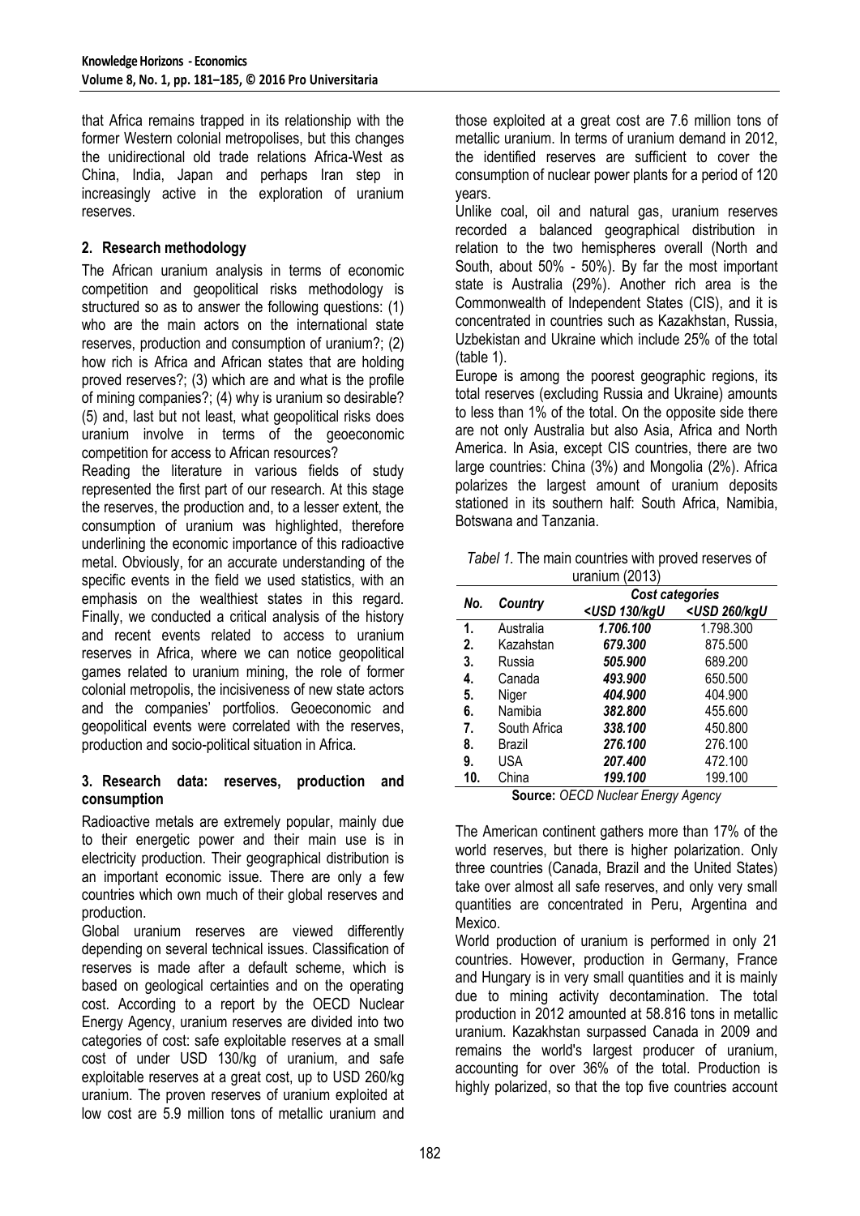that Africa remains trapped in its relationship with the former Western colonial metropolises, but this changes the unidirectional old trade relations Africa-West as China, India, Japan and perhaps Iran step in increasingly active in the exploration of uranium reserves.

## 2. Research methodology

The African uranium analysis in terms of economic competition and geopolitical risks methodology is structured so as to answer the following questions: (1) who are the main actors on the international state reserves, production and consumption of uranium?; (2) how rich is Africa and African states that are holding proved reserves?; (3) which are and what is the profile of mining companies?; (4) why is uranium so desirable? (5) and, last but not least, what geopolitical risks does uranium involve in terms of the geoeconomic competition for access to African resources?

Reading the literature in various fields of study represented the first part of our research. At this stage the reserves, the production and, to a lesser extent, the consumption of uranium was highlighted, therefore underlining the economic importance of this radioactive metal. Obviously, for an accurate understanding of the specific events in the field we used statistics, with an emphasis on the wealthiest states in this regard. Finally, we conducted a critical analysis of the history and recent events related to access to uranium reserves in Africa, where we can notice geopolitical games related to uranium mining, the role of former colonial metropolis, the incisiveness of new state actors and the companies' portfolios. Geoeconomic and geopolitical events were correlated with the reserves, production and socio-political situation in Africa.

## 3. Research data: reserves, production and consumption

Radioactive metals are extremely popular, mainly due to their energetic power and their main use is in electricity production. Their geographical distribution is an important economic issue. There are only a few countries which own much of their global reserves and production.

Global uranium reserves are viewed differently depending on several technical issues. Classification of reserves is made after a default scheme, which is based on geological certainties and on the operating cost. According to a report by the OECD Nuclear Energy Agency, uranium reserves are divided into two categories of cost: safe exploitable reserves at a small cost of under USD 130/kg of uranium, and safe exploitable reserves at a great cost, up to USD 260/kg uranium. The proven reserves of uranium exploited at low cost are 5.9 million tons of metallic uranium and those exploited at a great cost are 7.6 million tons of metallic uranium. In terms of uranium demand in 2012, the identified reserves are sufficient to cover the consumption of nuclear power plants for a period of 120 years.

Unlike coal, oil and natural gas, uranium reserves recorded a balanced geographical distribution in relation to the two hemispheres overall (North and South, about 50% - 50%). By far the most important state is Australia (29%). Another rich area is the Commonwealth of Independent States (CIS), and it is concentrated in countries such as Kazakhstan, Russia, Uzbekistan and Ukraine which include 25% of the total (table 1).

Europe is among the poorest geographic regions, its total reserves (excluding Russia and Ukraine) amounts to less than 1% of the total. On the opposite side there are not only Australia but also Asia, Africa and North America. In Asia, except CIS countries, there are two large countries: China (3%) and Mongolia (2%). Africa polarizes the largest amount of uranium deposits stationed in its southern half: South Africa, Namibia, Botswana and Tanzania.

*Tabel 1.* The main countries with proved reserves of uranium (2013)

| No. | Country | Cost categories | |
|---|---|---|---|
| | | *<USD 130/kgU* | *<USD 260/kgU* |
| 1. | Australia | ***1.706.100*** | 1.798.300 |
| 2. | Kazahstan | ***679.300*** | 875.500 |
| 3. | Russia | ***505.900*** | 689.200 |
| 4. | Canada | ***493.900*** | 650.500 |
| 5. | Niger | ***404.900*** | 404.900 |
| 6. | Namibia | ***382.800*** | 455.600 |
| 7. | South Africa | ***338.100*** | 450.800 |
| 8. | Brazil | ***276.100*** | 276.100 |
| 9. | USA | ***207.400*** | 472.100 |
| 10. | China | ***199.100*** | 199.100 |

**Source:** *OECD Nuclear Energy Agency*

The American continent gathers more than 17% of the world reserves, but there is higher polarization. Only three countries (Canada, Brazil and the United States) take over almost all safe reserves, and only very small quantities are concentrated in Peru, Argentina and Mexico.

World production of uranium is performed in only 21 countries. However, production in Germany, France and Hungary is in very small quantities and it is mainly due to mining activity decontamination. The total production in 2012 amounted at 58.816 tons in metallic uranium. Kazakhstan surpassed Canada in 2009 and remains the world's largest producer of uranium, accounting for over 36% of the total. Production is highly polarized, so that the top five countries account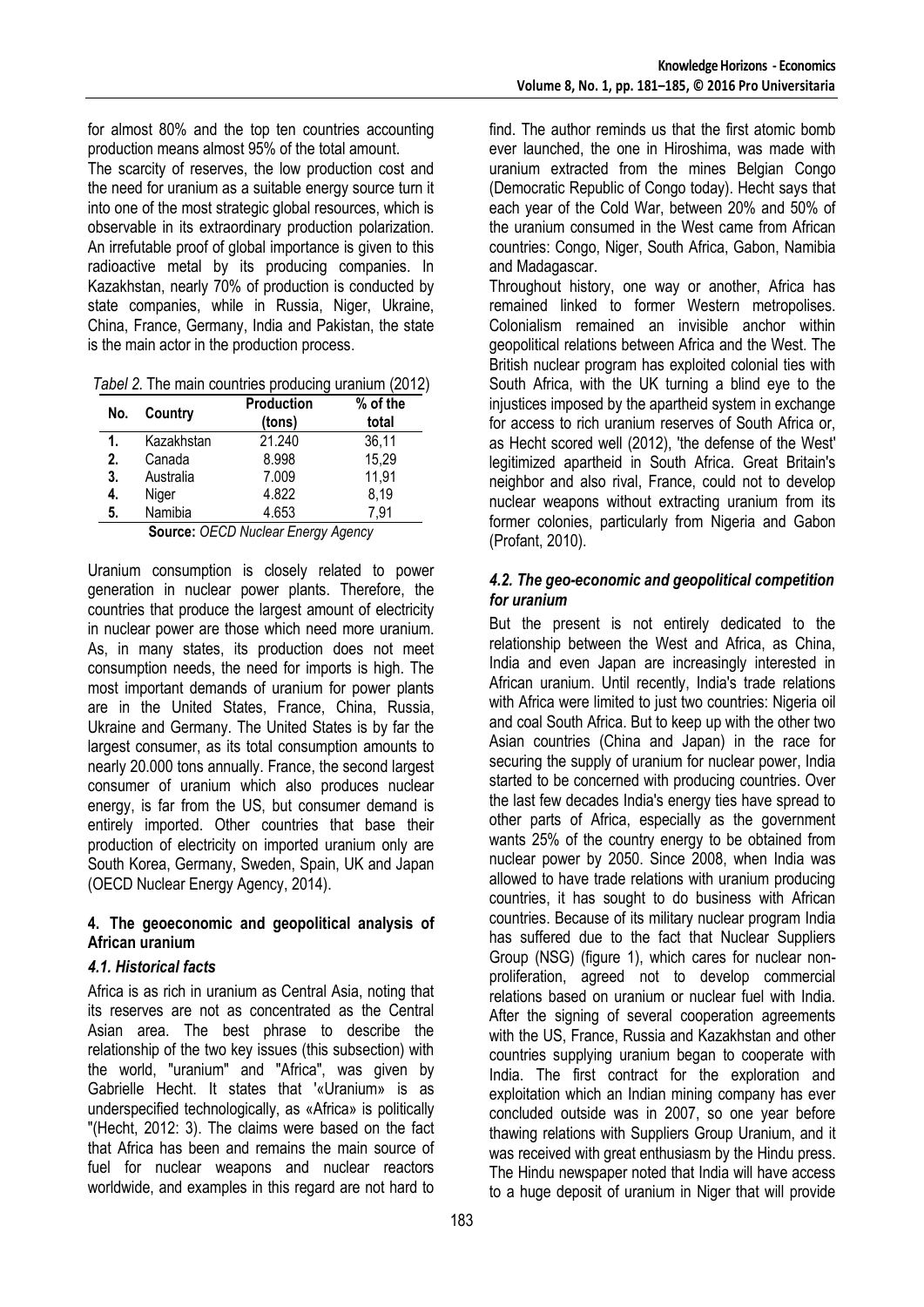for almost 80% and the top ten countries accounting production means almost 95% of the total amount.

The scarcity of reserves, the low production cost and the need for uranium as a suitable energy source turn it into one of the most strategic global resources, which is observable in its extraordinary production polarization. An irrefutable proof of global importance is given to this radioactive metal by its producing companies. In Kazakhstan, nearly 70% of production is conducted by state companies, while in Russia, Niger, Ukraine, China, France, Germany, India and Pakistan, the state is the main actor in the production process.

*Tabel 2.* The main countries producing uranium (2012)

| No. | Country | Production (tons) | % of the total |
|---|---|---|---|
| **1.** | Kazakhstan | 21.240 | 36,11 |
| **2.** | Canada | 8.998 | 15,29 |
| **3.** | Australia | 7.009 | 11,91 |
| **4.** | Niger | 4.822 | 8,19 |
| **5.** | Namibia | 4.653 | 7,91 |

**Source:** *OECD Nuclear Energy Agency*

Uranium consumption is closely related to power generation in nuclear power plants. Therefore, the countries that produce the largest amount of electricity in nuclear power are those which need more uranium. As, in many states, its production does not meet consumption needs, the need for imports is high. The most important demands of uranium for power plants are in the United States, France, China, Russia, Ukraine and Germany. The United States is by far the largest consumer, as its total consumption amounts to nearly 20.000 tons annually. France, the second largest consumer of uranium which also produces nuclear energy, is far from the US, but consumer demand is entirely imported. Other countries that base their production of electricity on imported uranium only are South Korea, Germany, Sweden, Spain, UK and Japan (OECD Nuclear Energy Agency, 2014).

## 4. The geoeconomic and geopolitical analysis of African uranium

### *4.1. Historical facts*

Africa is as rich in uranium as Central Asia, noting that its reserves are not as concentrated as the Central Asian area. The best phrase to describe the relationship of the two key issues (this subsection) with the world, "uranium" and "Africa", was given by Gabrielle Hecht. It states that '«Uranium» is as underspecified technologically, as «Africa» is politically "(Hecht, 2012: 3). The claims were based on the fact that Africa has been and remains the main source of fuel for nuclear weapons and nuclear reactors worldwide, and examples in this regard are not hard to find. The author reminds us that the first atomic bomb ever launched, the one in Hiroshima, was made with uranium extracted from the mines Belgian Congo (Democratic Republic of Congo today). Hecht says that each year of the Cold War, between 20% and 50% of the uranium consumed in the West came from African countries: Congo, Niger, South Africa, Gabon, Namibia and Madagascar.

Throughout history, one way or another, Africa has remained linked to former Western metropolises. Colonialism remained an invisible anchor within geopolitical relations between Africa and the West. The British nuclear program has exploited colonial ties with South Africa, with the UK turning a blind eye to the injustices imposed by the apartheid system in exchange for access to rich uranium reserves of South Africa or, as Hecht scored well (2012), 'the defense of the West' legitimized apartheid in South Africa. Great Britain's neighbor and also rival, France, could not to develop nuclear weapons without extracting uranium from its former colonies, particularly from Nigeria and Gabon (Profant, 2010).

### *4.2. The geo-economic and geopolitical competition for uranium*

But the present is not entirely dedicated to the relationship between the West and Africa, as China, India and even Japan are increasingly interested in African uranium. Until recently, India's trade relations with Africa were limited to just two countries: Nigeria oil and coal South Africa. But to keep up with the other two Asian countries (China and Japan) in the race for securing the supply of uranium for nuclear power, India started to be concerned with producing countries. Over the last few decades India's energy ties have spread to other parts of Africa, especially as the government wants 25% of the country energy to be obtained from nuclear power by 2050. Since 2008, when India was allowed to have trade relations with uranium producing countries, it has sought to do business with African countries. Because of its military nuclear program India has suffered due to the fact that Nuclear Suppliers Group (NSG) (figure 1), which cares for nuclear non-proliferation, agreed not to develop commercial relations based on uranium or nuclear fuel with India. After the signing of several cooperation agreements with the US, France, Russia and Kazakhstan and other countries supplying uranium began to cooperate with India. The first contract for the exploration and exploitation which an Indian mining company has ever concluded outside was in 2007, so one year before thawing relations with Suppliers Group Uranium, and it was received with great enthusiasm by the Hindu press. The Hindu newspaper noted that India will have access to a huge deposit of uranium in Niger that will provide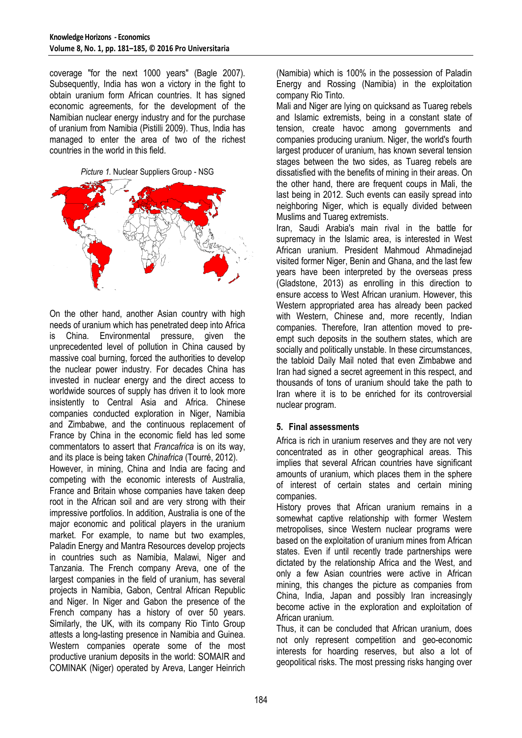coverage "for the next 1000 years" (Bagle 2007). Subsequently, India has won a victory in the fight to obtain uranium form African countries. It has signed economic agreements, for the development of the Namibian nuclear energy industry and for the purchase of uranium from Namibia (Pistilli 2009). Thus, India has managed to enter the area of two of the richest countries in the world in this field.

*Picture 1.* Nuclear Suppliers Group - NSG

On the other hand, another Asian country with high needs of uranium which has penetrated deep into Africa is China. Environmental pressure, given the unprecedented level of pollution in China caused by massive coal burning, forced the authorities to develop the nuclear power industry. For decades China has invested in nuclear energy and the direct access to worldwide sources of supply has driven it to look more insistently to Central Asia and Africa. Chinese companies conducted exploration in Niger, Namibia and Zimbabwe, and the continuous replacement of France by China in the economic field has led some commentators to assert that *Francafrica* is on its way, and its place is being taken *Chinafrica* (Tourré, 2012).

However, in mining, China and India are facing and competing with the economic interests of Australia, France and Britain whose companies have taken deep root in the African soil and are very strong with their impressive portfolios. In addition, Australia is one of the major economic and political players in the uranium market. For example, to name but two examples, Paladin Energy and Mantra Resources develop projects in countries such as Namibia, Malawi, Niger and Tanzania. The French company Areva, one of the largest companies in the field of uranium, has several projects in Namibia, Gabon, Central African Republic and Niger. In Niger and Gabon the presence of the French company has a history of over 50 years. Similarly, the UK, with its company Rio Tinto Group attests a long-lasting presence in Namibia and Guinea. Western companies operate some of the most productive uranium deposits in the world: SOMAIR and COMINAK (Niger) operated by Areva, Langer Heinrich (Namibia) which is 100% in the possession of Paladin Energy and Rossing (Namibia) in the exploitation company Rio Tinto.

Mali and Niger are lying on quicksand as Tuareg rebels and Islamic extremists, being in a constant state of tension, create havoc among governments and companies producing uranium. Niger, the world's fourth largest producer of uranium, has known several tension stages between the two sides, as Tuareg rebels are dissatisfied with the benefits of mining in their areas. On the other hand, there are frequent coups in Mali, the last being in 2012. Such events can easily spread into neighboring Niger, which is equally divided between Muslims and Tuareg extremists.

Iran, Saudi Arabia's main rival in the battle for supremacy in the Islamic area, is interested in West African uranium. President Mahmoud Ahmadinejad visited former Niger, Benin and Ghana, and the last few years have been interpreted by the overseas press (Gladstone, 2013) as enrolling in this direction to ensure access to West African uranium. However, this Western appropriated area has already been packed with Western, Chinese and, more recently, Indian companies. Therefore, Iran attention moved to pre-empt such deposits in the southern states, which are socially and politically unstable. In these circumstances, the tabloid Daily Mail noted that even Zimbabwe and Iran had signed a secret agreement in this respect, and thousands of tons of uranium should take the path to Iran where it is to be enriched for its controversial nuclear program.

## 5. Final assessments

Africa is rich in uranium reserves and they are not very concentrated as in other geographical areas. This implies that several African countries have significant amounts of uranium, which places them in the sphere of interest of certain states and certain mining companies.

History proves that African uranium remains in a somewhat captive relationship with former Western metropolises, since Western nuclear programs were based on the exploitation of uranium mines from African states. Even if until recently trade partnerships were dictated by the relationship Africa and the West, and only a few Asian countries were active in African mining, this changes the picture as companies from China, India, Japan and possibly Iran increasingly become active in the exploration and exploitation of African uranium.

Thus, it can be concluded that African uranium, does not only represent competition and geo-economic interests for hoarding reserves, but also a lot of geopolitical risks. The most pressing risks hanging over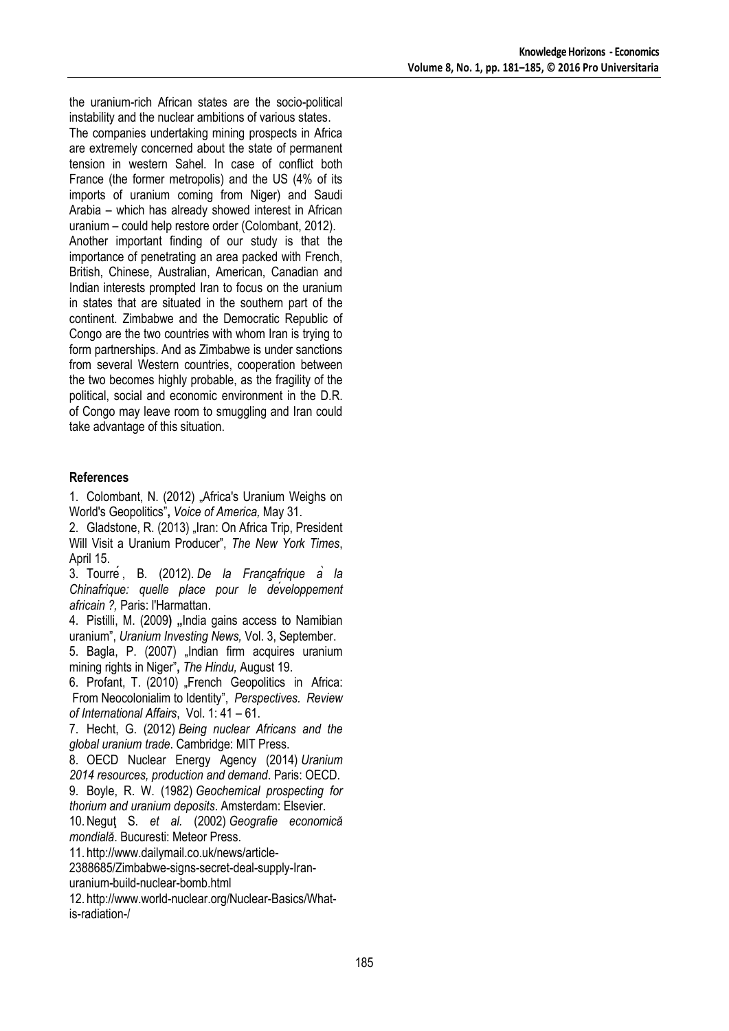the uranium-rich African states are the socio-political instability and the nuclear ambitions of various states. The companies undertaking mining prospects in Africa are extremely concerned about the state of permanent tension in western Sahel. In case of conflict both France (the former metropolis) and the US (4% of its imports of uranium coming from Niger) and Saudi Arabia – which has already showed interest in African uranium – could help restore order (Colombant, 2012). Another important finding of our study is that the importance of penetrating an area packed with French, British, Chinese, Australian, American, Canadian and Indian interests prompted Iran to focus on the uranium in states that are situated in the southern part of the continent. Zimbabwe and the Democratic Republic of Congo are the two countries with whom Iran is trying to form partnerships. And as Zimbabwe is under sanctions from several Western countries, cooperation between the two becomes highly probable, as the fragility of the political, social and economic environment in the D.R. of Congo may leave room to smuggling and Iran could take advantage of this situation.

**References**

1. Colombant, N. (2012) „Africa's Uranium Weighs on World's Geopolitics”, *Voice of America,* May 31.
2. Gladstone, R. (2013) „Iran: On Africa Trip, President Will Visit a Uranium Producer”, *The New York Times*, April 15.
3. Tourré, B. (2012). *De la Françafrique à la Chinafrique: quelle place pour le développement africain ?,* Paris: l'Harmattan.
4. Pistilli, M. (2009) „India gains access to Namibian uranium”, *Uranium Investing News,* Vol. 3, September.
5. Bagla, P. (2007) „Indian firm acquires uranium mining rights in Niger”, *The Hindu,* August 19.
6. Profant, T. (2010) „French Geopolitics in Africa: From Neocolonialim to Identity”, *Perspectives. Review of International Affairs*, Vol. 1: 41 – 61.
7. Hecht, G. (2012) *Being nuclear Africans and the global uranium trade*. Cambridge: MIT Press.
8. OECD Nuclear Energy Agency (2014) *Uranium 2014 resources, production and demand*. Paris: OECD.
9. Boyle, R. W. (1982) *Geochemical prospecting for thorium and uranium deposits*. Amsterdam: Elsevier.
10. Neguţ S. *et al.* (2002) *Geografie economică mondială*. Bucuresti: Meteor Press.
11. http://www.dailymail.co.uk/news/article-2388685/Zimbabwe-signs-secret-deal-supply-Iran-uranium-build-nuclear-bomb.html
12. http://www.world-nuclear.org/Nuclear-Basics/What-is-radiation-/